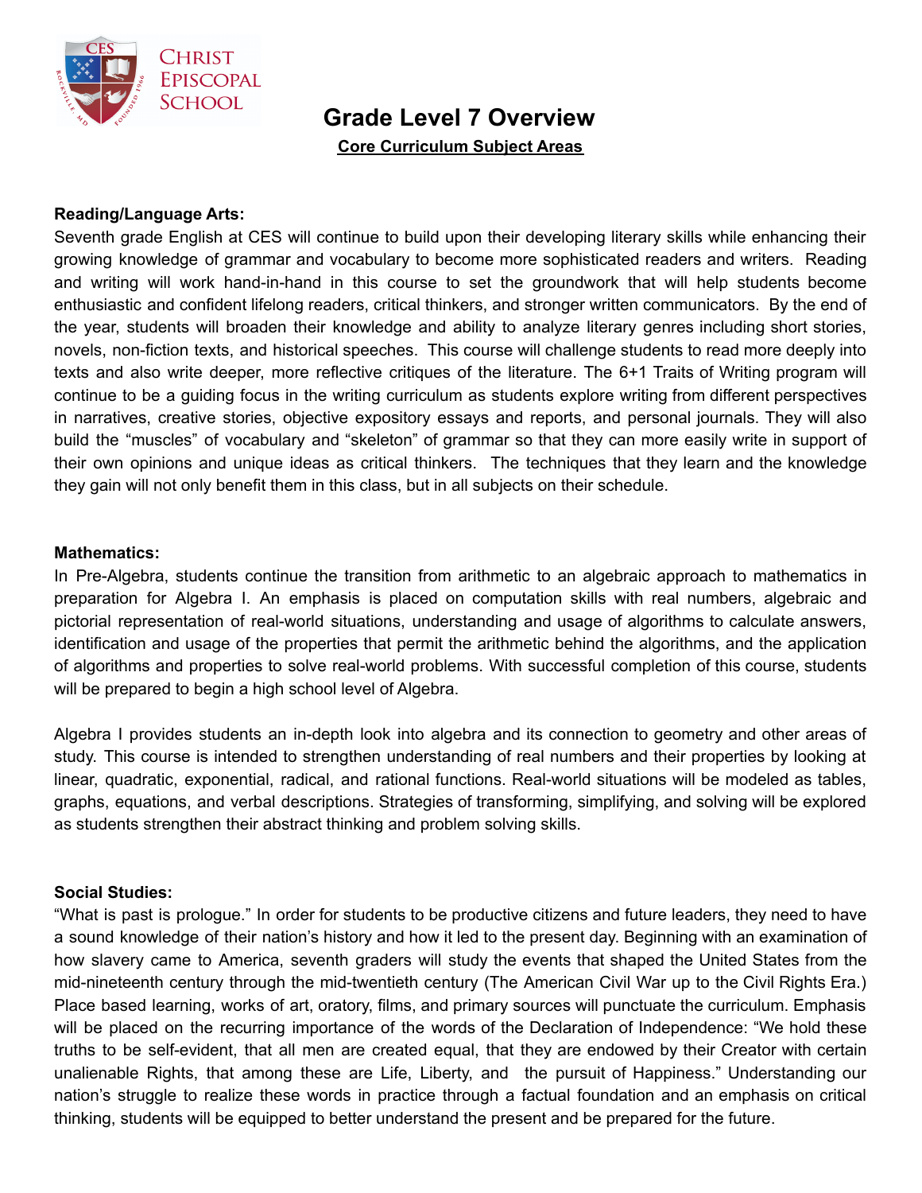# Grade Level 7 Overview

**Core Curriculum Subject Areas**

**Reading/Language Arts:**

Seventh grade English at CES will continue to build upon their developing literary skills while enhancing their growing knowledge of grammar and vocabulary to become more sophisticated readers and writers. Reading and writing will work hand-in-hand in this course to set the groundwork that will help students become enthusiastic and confident lifelong readers, critical thinkers, and stronger written communicators. By the end of the year, students will broaden their knowledge and ability to analyze literary genres including short stories, novels, non-fiction texts, and historical speeches. This course will challenge students to read more deeply into texts and also write deeper, more reflective critiques of the literature. The 6+1 Traits of Writing program will continue to be a guiding focus in the writing curriculum as students explore writing from different perspectives in narratives, creative stories, objective expository essays and reports, and personal journals. They will also build the "muscles" of vocabulary and "skeleton" of grammar so that they can more easily write in support of their own opinions and unique ideas as critical thinkers. The techniques that they learn and the knowledge they gain will not only benefit them in this class, but in all subjects on their schedule.

**Mathematics:**

In Pre-Algebra, students continue the transition from arithmetic to an algebraic approach to mathematics in preparation for Algebra I. An emphasis is placed on computation skills with real numbers, algebraic and pictorial representation of real-world situations, understanding and usage of algorithms to calculate answers, identification and usage of the properties that permit the arithmetic behind the algorithms, and the application of algorithms and properties to solve real-world problems. With successful completion of this course, students will be prepared to begin a high school level of Algebra.

Algebra I provides students an in-depth look into algebra and its connection to geometry and other areas of study. This course is intended to strengthen understanding of real numbers and their properties by looking at linear, quadratic, exponential, radical, and rational functions. Real-world situations will be modeled as tables, graphs, equations, and verbal descriptions. Strategies of transforming, simplifying, and solving will be explored as students strengthen their abstract thinking and problem solving skills.

**Social Studies:**

"What is past is prologue." In order for students to be productive citizens and future leaders, they need to have a sound knowledge of their nation's history and how it led to the present day. Beginning with an examination of how slavery came to America, seventh graders will study the events that shaped the United States from the mid-nineteenth century through the mid-twentieth century (The American Civil War up to the Civil Rights Era.) Place based learning, works of art, oratory, films, and primary sources will punctuate the curriculum. Emphasis will be placed on the recurring importance of the words of the Declaration of Independence: "We hold these truths to be self-evident, that all men are created equal, that they are endowed by their Creator with certain unalienable Rights, that among these are Life, Liberty, and the pursuit of Happiness." Understanding our nation's struggle to realize these words in practice through a factual foundation and an emphasis on critical thinking, students will be equipped to better understand the present and be prepared for the future.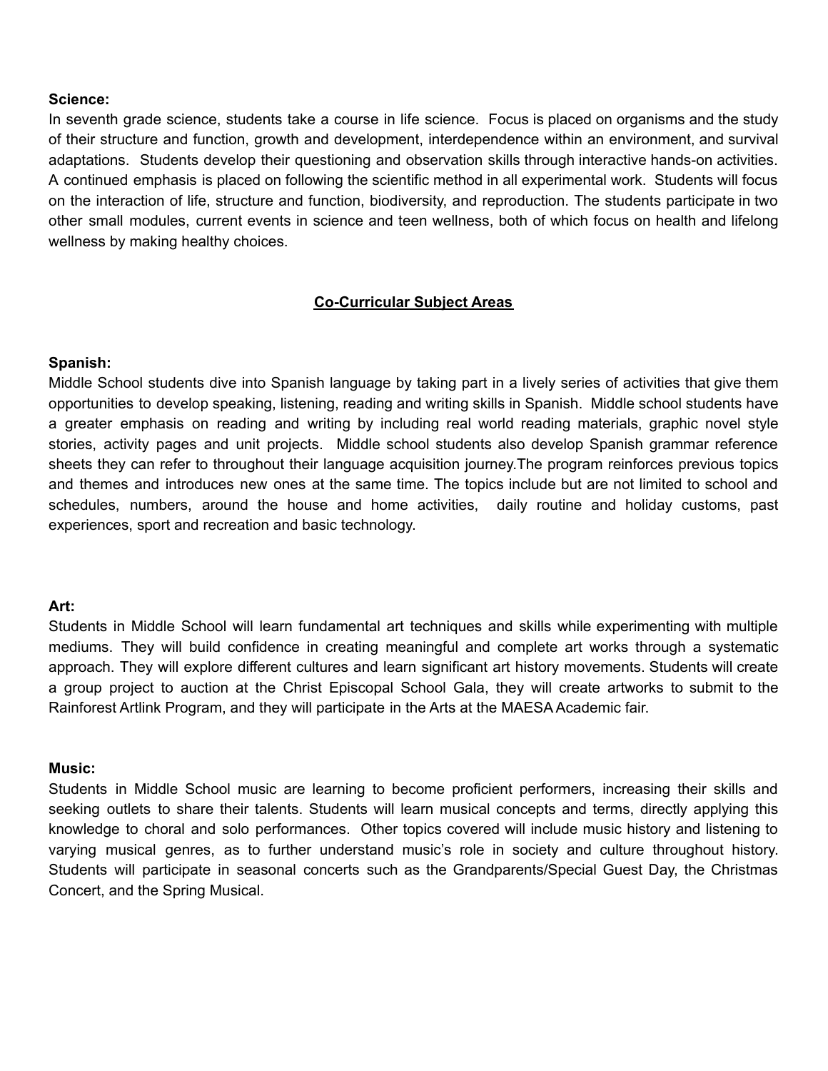**Science:**

In seventh grade science, students take a course in life science. Focus is placed on organisms and the study of their structure and function, growth and development, interdependence within an environment, and survival adaptations. Students develop their questioning and observation skills through interactive hands-on activities. A continued emphasis is placed on following the scientific method in all experimental work. Students will focus on the interaction of life, structure and function, biodiversity, and reproduction. The students participate in two other small modules, current events in science and teen wellness, both of which focus on health and lifelong wellness by making healthy choices.

## Co-Curricular Subject Areas

**Spanish:**

Middle School students dive into Spanish language by taking part in a lively series of activities that give them opportunities to develop speaking, listening, reading and writing skills in Spanish. Middle school students have a greater emphasis on reading and writing by including real world reading materials, graphic novel style stories, activity pages and unit projects. Middle school students also develop Spanish grammar reference sheets they can refer to throughout their language acquisition journey.The program reinforces previous topics and themes and introduces new ones at the same time. The topics include but are not limited to school and schedules, numbers, around the house and home activities, daily routine and holiday customs, past experiences, sport and recreation and basic technology.

**Art:**

Students in Middle School will learn fundamental art techniques and skills while experimenting with multiple mediums. They will build confidence in creating meaningful and complete art works through a systematic approach. They will explore different cultures and learn significant art history movements. Students will create a group project to auction at the Christ Episcopal School Gala, they will create artworks to submit to the Rainforest Artlink Program, and they will participate in the Arts at the MAESA Academic fair.

**Music:**

Students in Middle School music are learning to become proficient performers, increasing their skills and seeking outlets to share their talents. Students will learn musical concepts and terms, directly applying this knowledge to choral and solo performances. Other topics covered will include music history and listening to varying musical genres, as to further understand music's role in society and culture throughout history. Students will participate in seasonal concerts such as the Grandparents/Special Guest Day, the Christmas Concert, and the Spring Musical.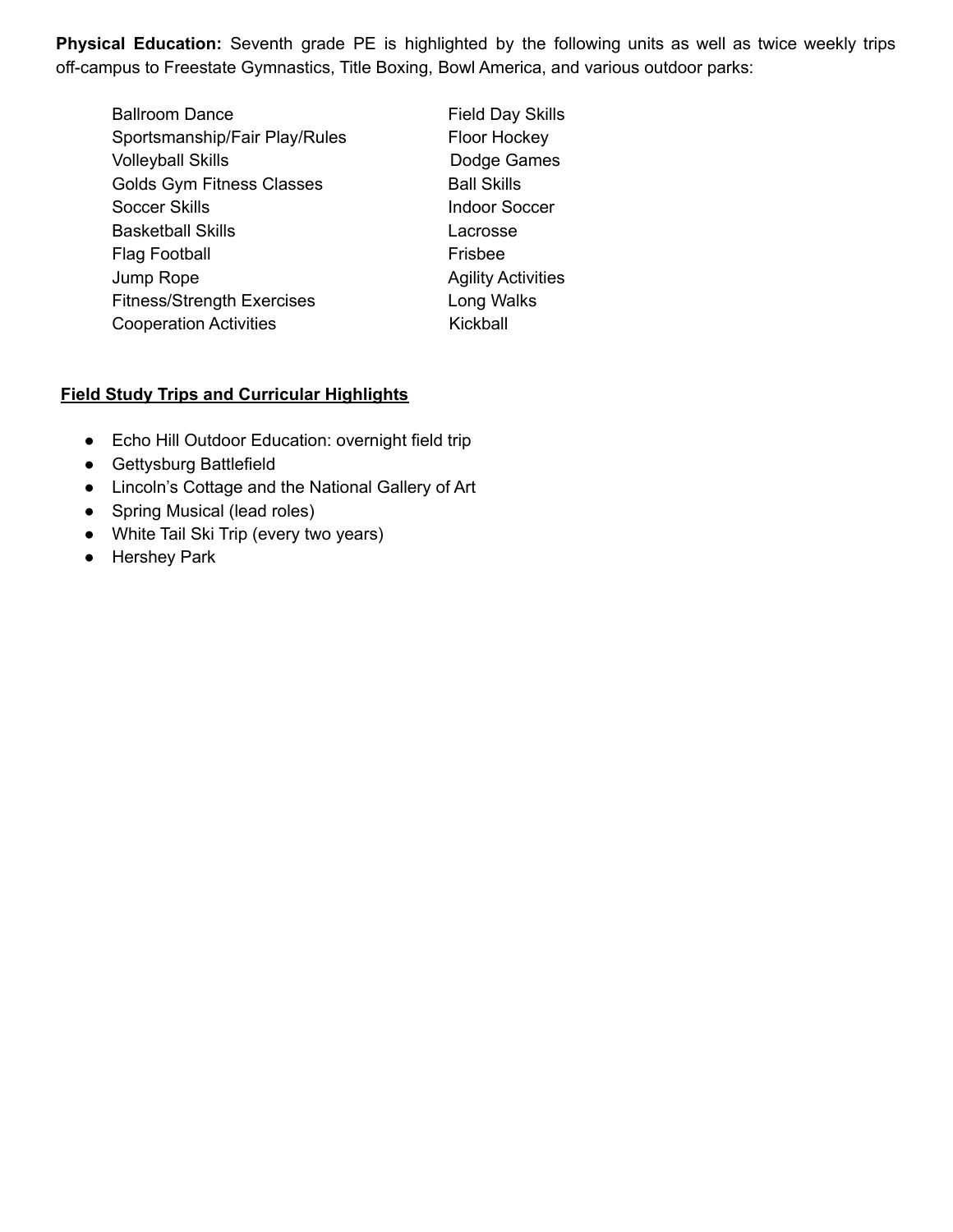**Physical Education:** Seventh grade PE is highlighted by the following units as well as twice weekly trips off-campus to Freestate Gymnastics, Title Boxing, Bowl America, and various outdoor parks:

| | |
|---|---|
| Ballroom Dance | Field Day Skills |
| Sportsmanship/Fair Play/Rules | Floor Hockey |
| Volleyball Skills | Dodge Games |
| Golds Gym Fitness Classes | Ball Skills |
| Soccer Skills | Indoor Soccer |
| Basketball Skills | Lacrosse |
| Flag Football | Frisbee |
| Jump Rope | Agility Activities |
| Fitness/Strength Exercises | Long Walks |
| Cooperation Activities | Kickball |

**Field Study Trips and Curricular Highlights**

- Echo Hill Outdoor Education: overnight field trip
- Gettysburg Battlefield
- Lincoln's Cottage and the National Gallery of Art
- Spring Musical (lead roles)
- White Tail Ski Trip (every two years)
- Hershey Park